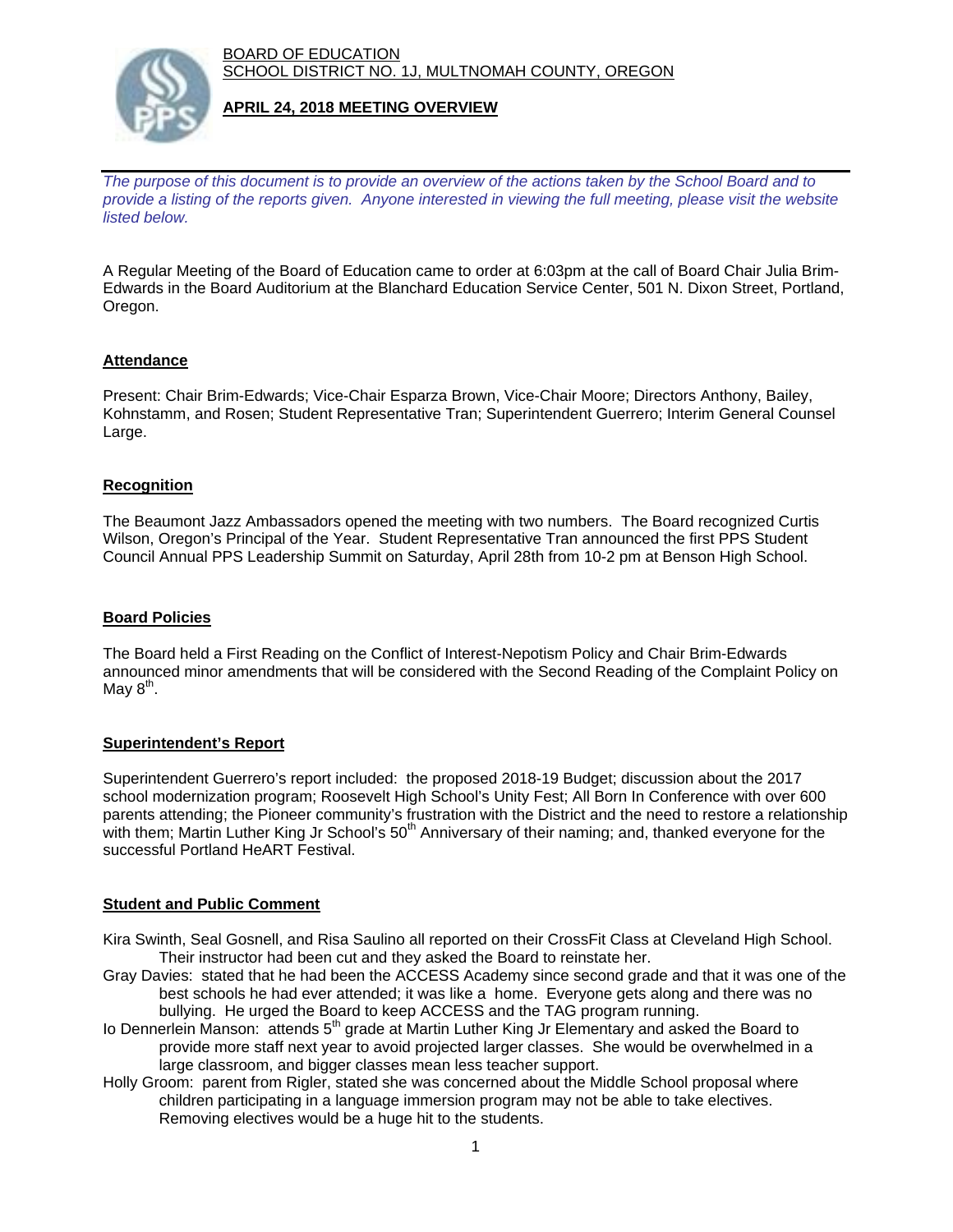BOARD OF EDUCATION
SCHOOL DISTRICT NO. 1J, MULTNOMAH COUNTY, OREGON

# APRIL 24, 2018 MEETING OVERVIEW

*The purpose of this document is to provide an overview of the actions taken by the School Board and to provide a listing of the reports given. Anyone interested in viewing the full meeting, please visit the website listed below.*

A Regular Meeting of the Board of Education came to order at 6:03pm at the call of Board Chair Julia Brim-Edwards in the Board Auditorium at the Blanchard Education Service Center, 501 N. Dixon Street, Portland, Oregon.

## Attendance

Present: Chair Brim-Edwards; Vice-Chair Esparza Brown, Vice-Chair Moore; Directors Anthony, Bailey, Kohnstamm, and Rosen; Student Representative Tran; Superintendent Guerrero; Interim General Counsel Large.

## Recognition

The Beaumont Jazz Ambassadors opened the meeting with two numbers. The Board recognized Curtis Wilson, Oregon's Principal of the Year. Student Representative Tran announced the first PPS Student Council Annual PPS Leadership Summit on Saturday, April 28th from 10-2 pm at Benson High School.

## Board Policies

The Board held a First Reading on the Conflict of Interest-Nepotism Policy and Chair Brim-Edwards announced minor amendments that will be considered with the Second Reading of the Complaint Policy on May 8th.

## Superintendent's Report

Superintendent Guerrero's report included: the proposed 2018-19 Budget; discussion about the 2017 school modernization program; Roosevelt High School's Unity Fest; All Born In Conference with over 600 parents attending; the Pioneer community's frustration with the District and the need to restore a relationship with them; Martin Luther King Jr School's 50th Anniversary of their naming; and, thanked everyone for the successful Portland HeART Festival.

## Student and Public Comment

Kira Swinth, Seal Gosnell, and Risa Saulino all reported on their CrossFit Class at Cleveland High School. Their instructor had been cut and they asked the Board to reinstate her.

Gray Davies: stated that he had been the ACCESS Academy since second grade and that it was one of the best schools he had ever attended; it was like a home. Everyone gets along and there was no bullying. He urged the Board to keep ACCESS and the TAG program running.

Io Dennerlein Manson: attends 5th grade at Martin Luther King Jr Elementary and asked the Board to provide more staff next year to avoid projected larger classes. She would be overwhelmed in a large classroom, and bigger classes mean less teacher support.

Holly Groom: parent from Rigler, stated she was concerned about the Middle School proposal where children participating in a language immersion program may not be able to take electives. Removing electives would be a huge hit to the students.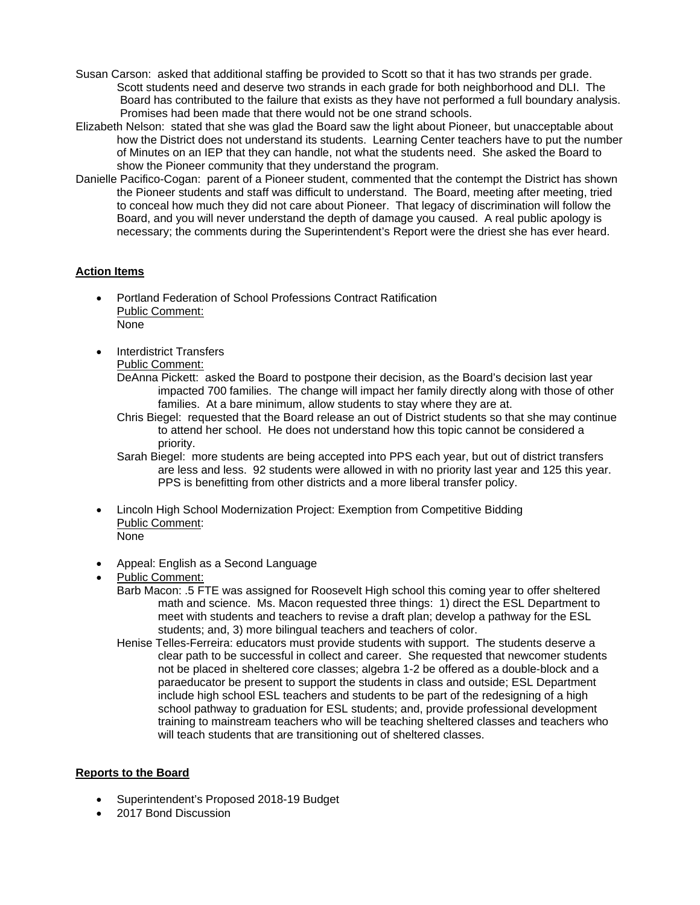Susan Carson: asked that additional staffing be provided to Scott so that it has two strands per grade. Scott students need and deserve two strands in each grade for both neighborhood and DLI. The Board has contributed to the failure that exists as they have not performed a full boundary analysis. Promises had been made that there would not be one strand schools.

Elizabeth Nelson: stated that she was glad the Board saw the light about Pioneer, but unacceptable about how the District does not understand its students. Learning Center teachers have to put the number of Minutes on an IEP that they can handle, not what the students need. She asked the Board to show the Pioneer community that they understand the program.

Danielle Pacifico-Cogan: parent of a Pioneer student, commented that the contempt the District has shown the Pioneer students and staff was difficult to understand. The Board, meeting after meeting, tried to conceal how much they did not care about Pioneer. That legacy of discrimination will follow the Board, and you will never understand the depth of damage you caused. A real public apology is necessary; the comments during the Superintendent's Report were the driest she has ever heard.

**Action Items**

- Portland Federation of School Professions Contract Ratification
  Public Comment:
  None

- Interdistrict Transfers
  Public Comment:
  DeAnna Pickett: asked the Board to postpone their decision, as the Board's decision last year impacted 700 families. The change will impact her family directly along with those of other families. At a bare minimum, allow students to stay where they are at.
  Chris Biegel: requested that the Board release an out of District students so that she may continue to attend her school. He does not understand how this topic cannot be considered a priority.
  Sarah Biegel: more students are being accepted into PPS each year, but out of district transfers are less and less. 92 students were allowed in with no priority last year and 125 this year. PPS is benefitting from other districts and a more liberal transfer policy.

- Lincoln High School Modernization Project: Exemption from Competitive Bidding
  Public Comment:
  None

- Appeal: English as a Second Language
- Public Comment:
  Barb Macon: .5 FTE was assigned for Roosevelt High school this coming year to offer sheltered math and science. Ms. Macon requested three things: 1) direct the ESL Department to meet with students and teachers to revise a draft plan; develop a pathway for the ESL students; and, 3) more bilingual teachers and teachers of color.
  Henise Telles-Ferreira: educators must provide students with support. The students deserve a clear path to be successful in collect and career. She requested that newcomer students not be placed in sheltered core classes; algebra 1-2 be offered as a double-block and a paraeducator be present to support the students in class and outside; ESL Department include high school ESL teachers and students to be part of the redesigning of a high school pathway to graduation for ESL students; and, provide professional development training to mainstream teachers who will be teaching sheltered classes and teachers who will teach students that are transitioning out of sheltered classes.

**Reports to the Board**

- Superintendent's Proposed 2018-19 Budget
- 2017 Bond Discussion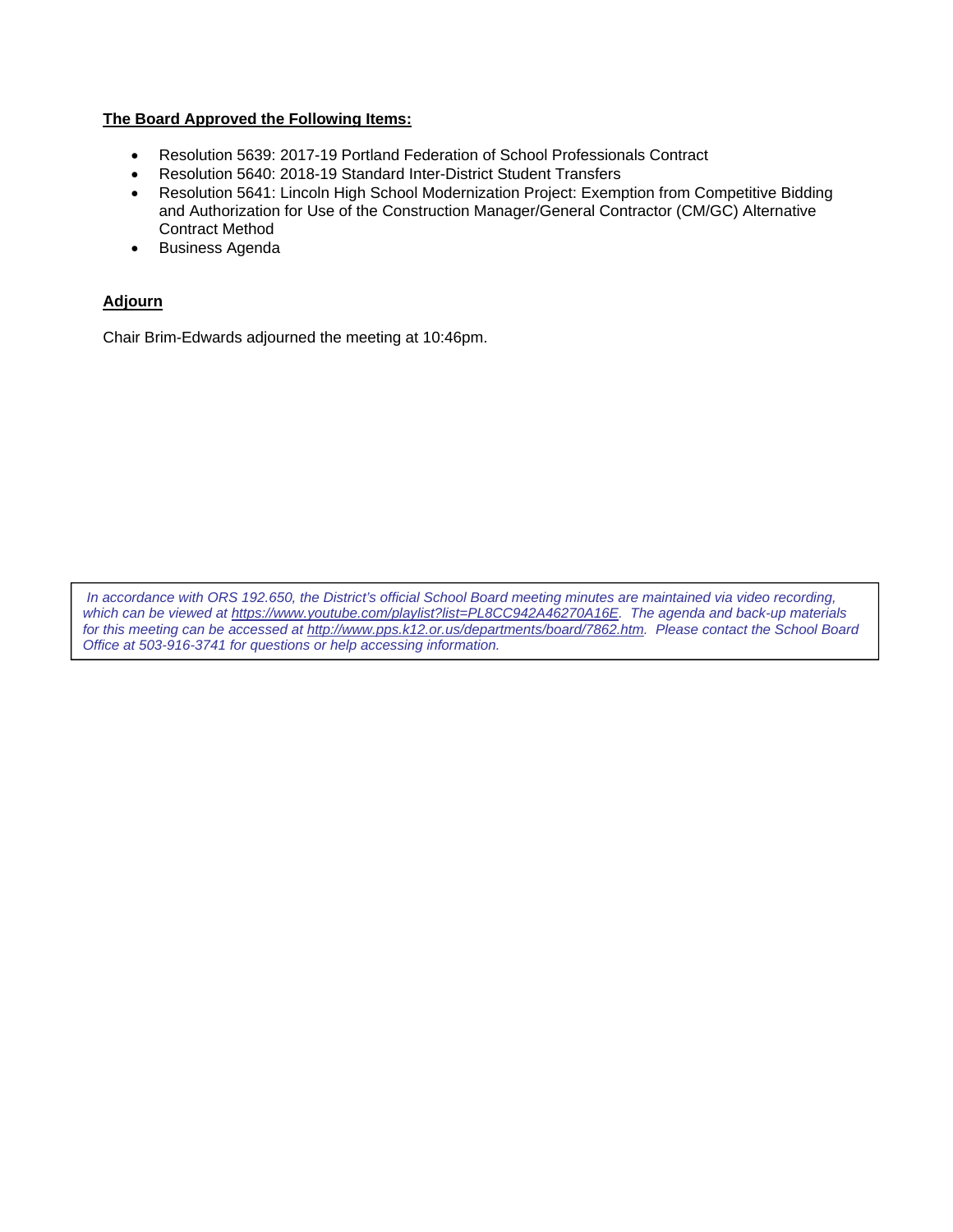**The Board Approved the Following Items:**

- Resolution 5639: 2017-19 Portland Federation of School Professionals Contract
- Resolution 5640: 2018-19 Standard Inter-District Student Transfers
- Resolution 5641: Lincoln High School Modernization Project: Exemption from Competitive Bidding and Authorization for Use of the Construction Manager/General Contractor (CM/GC) Alternative Contract Method
- Business Agenda

**Adjourn**

Chair Brim-Edwards adjourned the meeting at 10:46pm.

*In accordance with ORS 192.650, the District's official School Board meeting minutes are maintained via video recording, which can be viewed at https://www.youtube.com/playlist?list=PL8CC942A46270A16E. The agenda and back-up materials for this meeting can be accessed at http://www.pps.k12.or.us/departments/board/7862.htm. Please contact the School Board Office at 503-916-3741 for questions or help accessing information.*